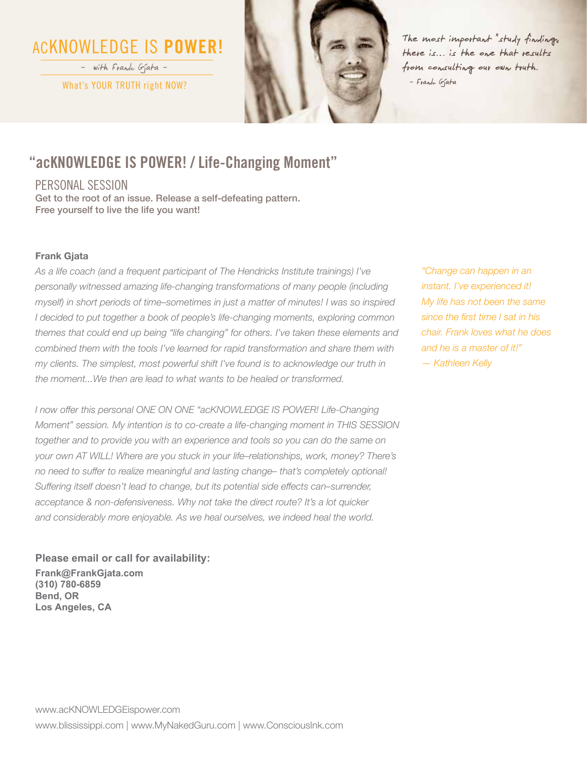# ACKNOWLEDGE IS POWER!

– with Frank Gjata –

What's YOUR TRUTH right NOW?

The most important "study findings" there is... is the one that results from consulting our own truth.
– Frank Gjata

## "acKNOWLEDGE IS POWER! / Life-Changing Moment"

### PERSONAL SESSION

**Get to the root of an issue. Release a self-defeating pattern.**
**Free yourself to live the life you want!**

**Frank Gjata**

*As a life coach (and a frequent participant of The Hendricks Institute trainings) I've personally witnessed amazing life-changing transformations of many people (including myself) in short periods of time–sometimes in just a matter of minutes! I was so inspired I decided to put together a book of people's life-changing moments, exploring common themes that could end up being "life changing" for others. I've taken these elements and combined them with the tools I've learned for rapid transformation and share them with my clients. The simplest, most powerful shift I've found is to acknowledge our truth in the moment...We then are lead to what wants to be healed or transformed.*

*I now offer this personal ONE ON ONE "acKNOWLEDGE IS POWER! Life-Changing Moment" session. My intention is to co-create a life-changing moment in THIS SESSION together and to provide you with an experience and tools so you can do the same on your own AT WILL! Where are you stuck in your life–relationships, work, money? There's no need to suffer to realize meaningful and lasting change– that's completely optional! Suffering itself doesn't lead to change, but its potential side effects can–surrender, acceptance & non-defensiveness. Why not take the direct route? It's a lot quicker and considerably more enjoyable. As we heal ourselves, we indeed heal the world.*

*"Change can happen in an instant. I've experienced it! My life has not been the same since the first time I sat in his chair. Frank loves what he does and he is a master of it!"*
*— Kathleen Kelly*

**Please email or call for availability:**

**Frank@FrankGjata.com**
**(310) 780-6859**
**Bend, OR**
**Los Angeles, CA**

www.acKNOWLEDGEispower.com
www.blississippi.com | www.MyNakedGuru.com | www.ConsciousInk.com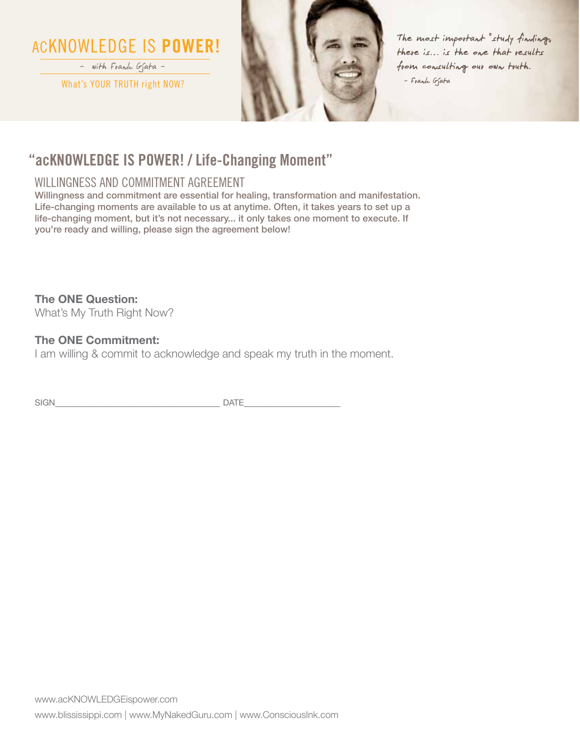ACKNOWLEDGE IS **POWER!**

– with Frank Gjata –

What's YOUR TRUTH right NOW?

The most important "study findings" there is... is the one that results from consulting our own truth.
– Frank Gjata

## "acKNOWLEDGE IS POWER! / Life-Changing Moment"

### WILLINGNESS AND COMMITMENT AGREEMENT

**Willingness and commitment are essential for healing, transformation and manifestation. Life-changing moments are available to us at anytime. Often, it takes years to set up a life-changing moment, but it's not necessary... it only takes one moment to execute. If you're ready and willing, please sign the agreement below!**

**The ONE Question:**
What's My Truth Right Now?

**The ONE Commitment:**
I am willing & commit to acknowledge and speak my truth in the moment.

SIGN__________________________________ DATE____________________

www.acKNOWLEDGEispower.com

www.blississippi.com | www.MyNakedGuru.com | www.ConsciousInk.com